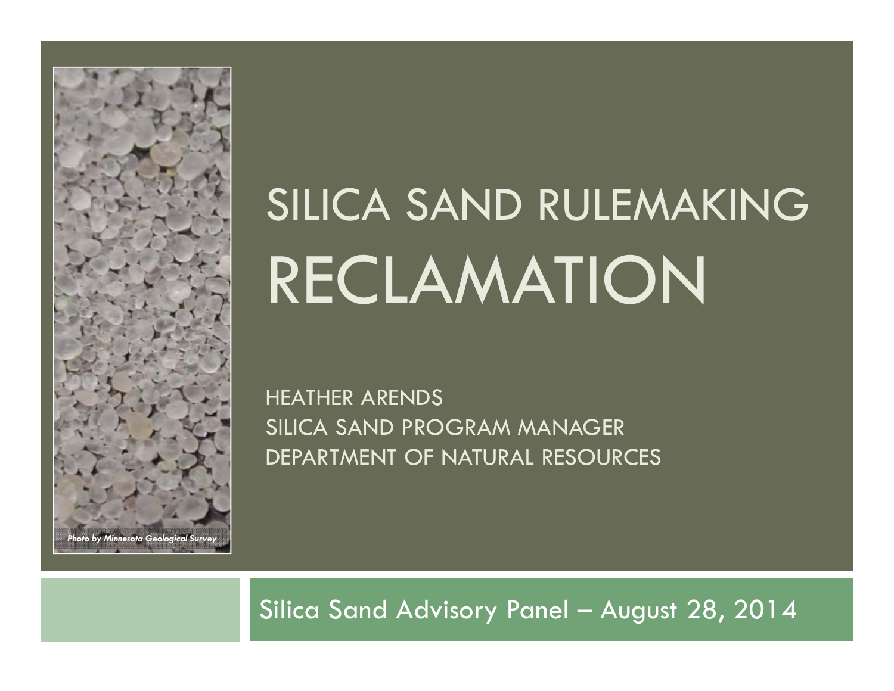# SILICA SAND RULEMAKING RECLAMATION

HEATHER ARENDS
SILICA SAND PROGRAM MANAGER
DEPARTMENT OF NATURAL RESOURCES

*Photo by Minnesota Geological Survey*

Silica Sand Advisory Panel – August 28, 2014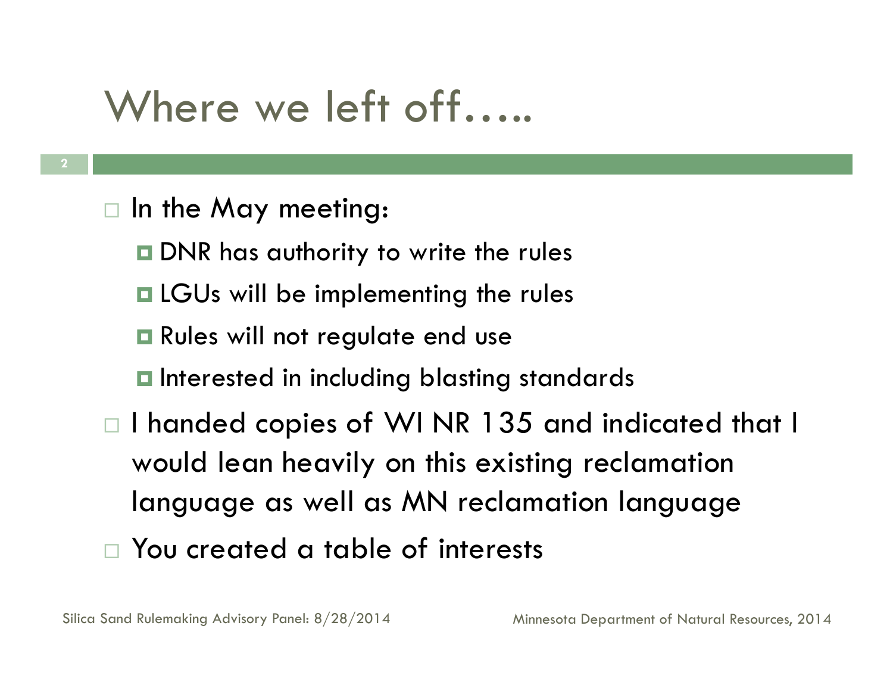# Where we left off…..

- In the May meeting:
  - DNR has authority to write the rules
  - LGUs will be implementing the rules
  - Rules will not regulate end use
  - Interested in including blasting standards
- I handed copies of WI NR 135 and indicated that I would lean heavily on this existing reclamation language as well as MN reclamation language
- You created a table of interests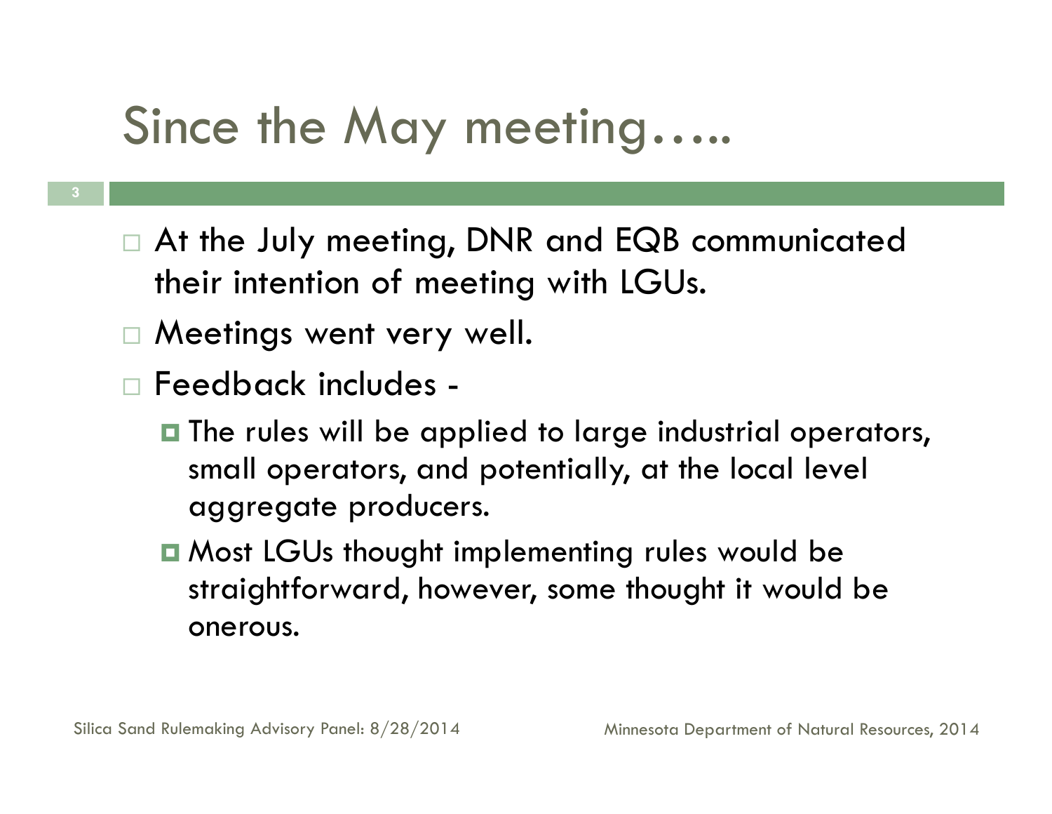# Since the May meeting…..

- At the July meeting, DNR and EQB communicated their intention of meeting with LGUs.
- Meetings went very well.
- Feedback includes -
  - The rules will be applied to large industrial operators, small operators, and potentially, at the local level aggregate producers.
  - Most LGUs thought implementing rules would be straightforward, however, some thought it would be onerous.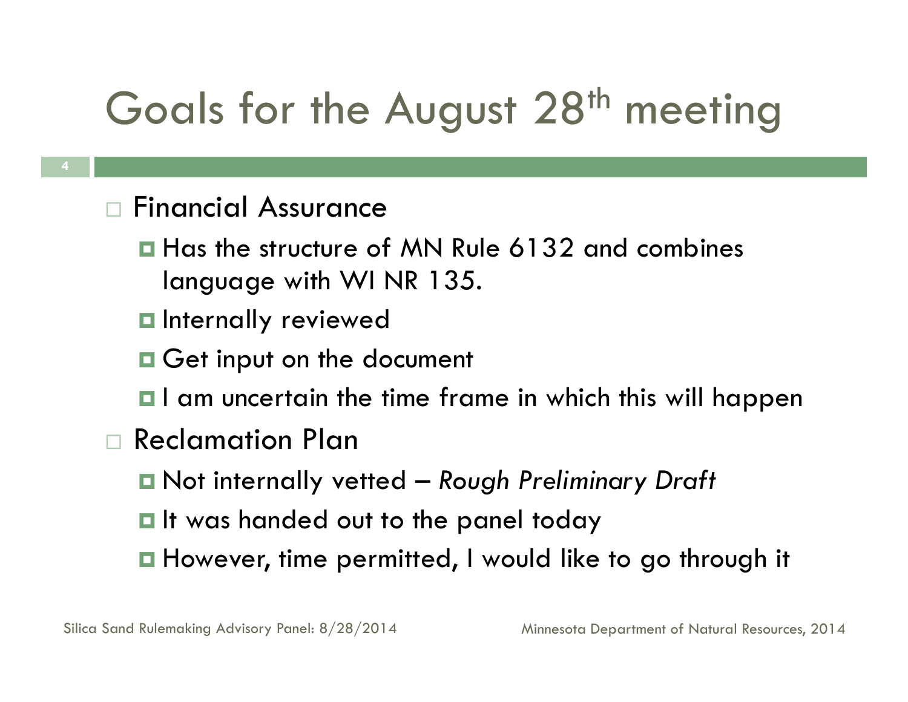# Goals for the August 28th meeting

- Financial Assurance
  - Has the structure of MN Rule 6132 and combines language with WI NR 135.
  - Internally reviewed
  - Get input on the document
  - I am uncertain the time frame in which this will happen
- Reclamation Plan
  - Not internally vetted – *Rough Preliminary Draft*
  - It was handed out to the panel today
  - However, time permitted, I would like to go through it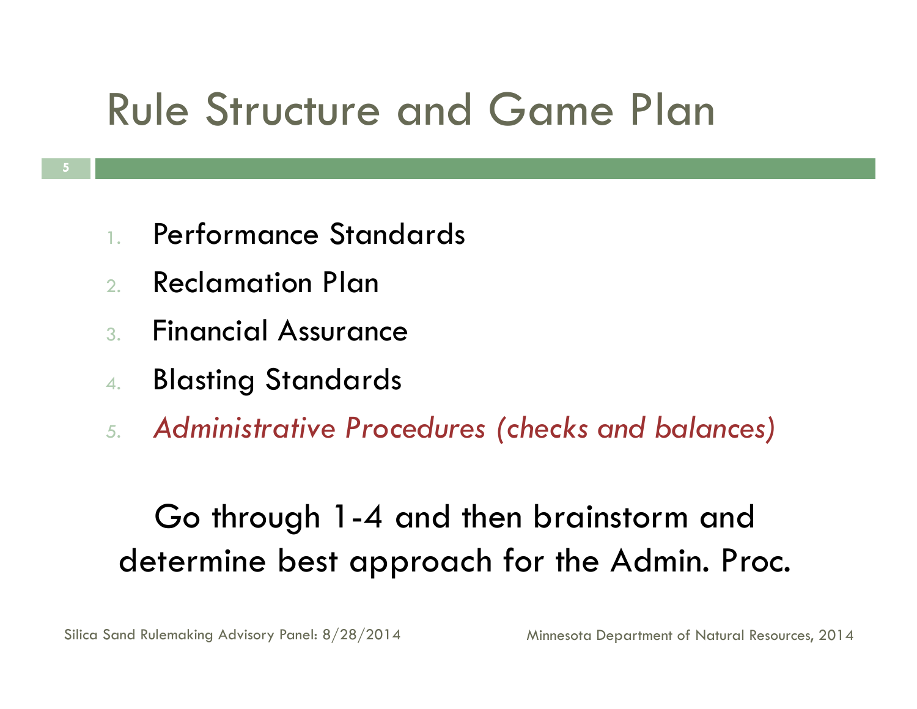# Rule Structure and Game Plan

1. Performance Standards
2. Reclamation Plan
3. Financial Assurance
4. Blasting Standards
5. *Administrative Procedures (checks and balances)*

Go through 1-4 and then brainstorm and determine best approach for the Admin. Proc.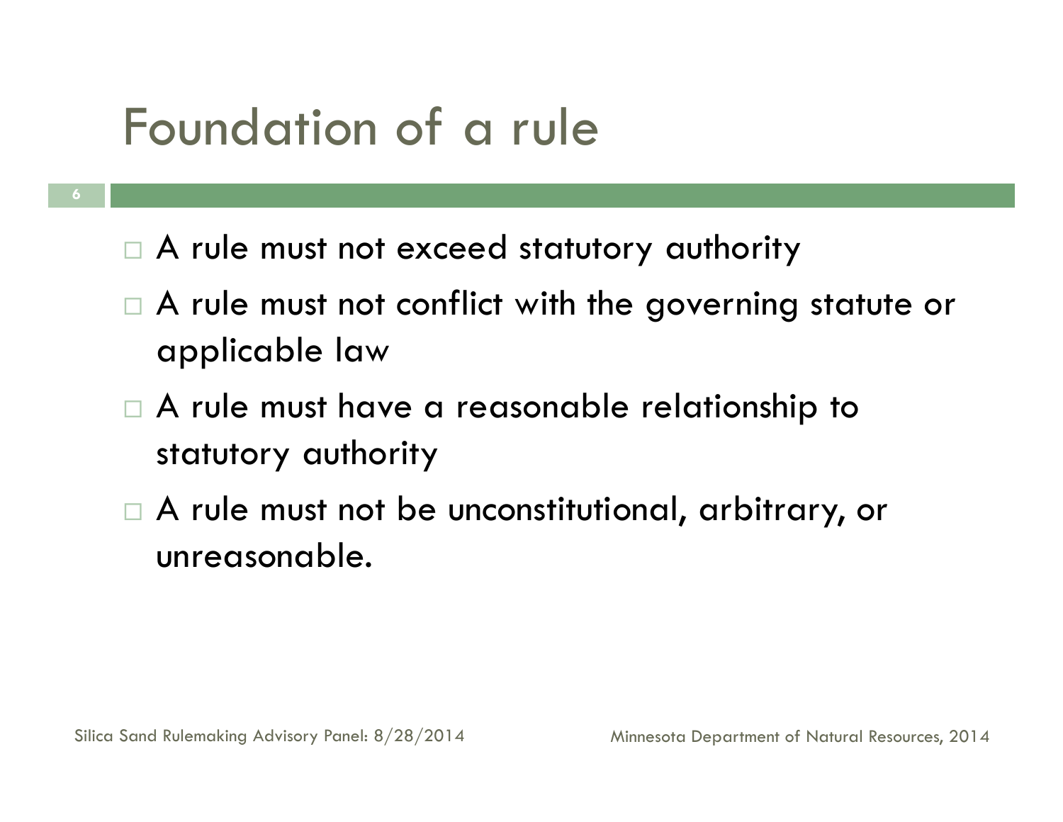# Foundation of a rule

- A rule must not exceed statutory authority
- A rule must not conflict with the governing statute or applicable law
- A rule must have a reasonable relationship to statutory authority
- A rule must not be unconstitutional, arbitrary, or unreasonable.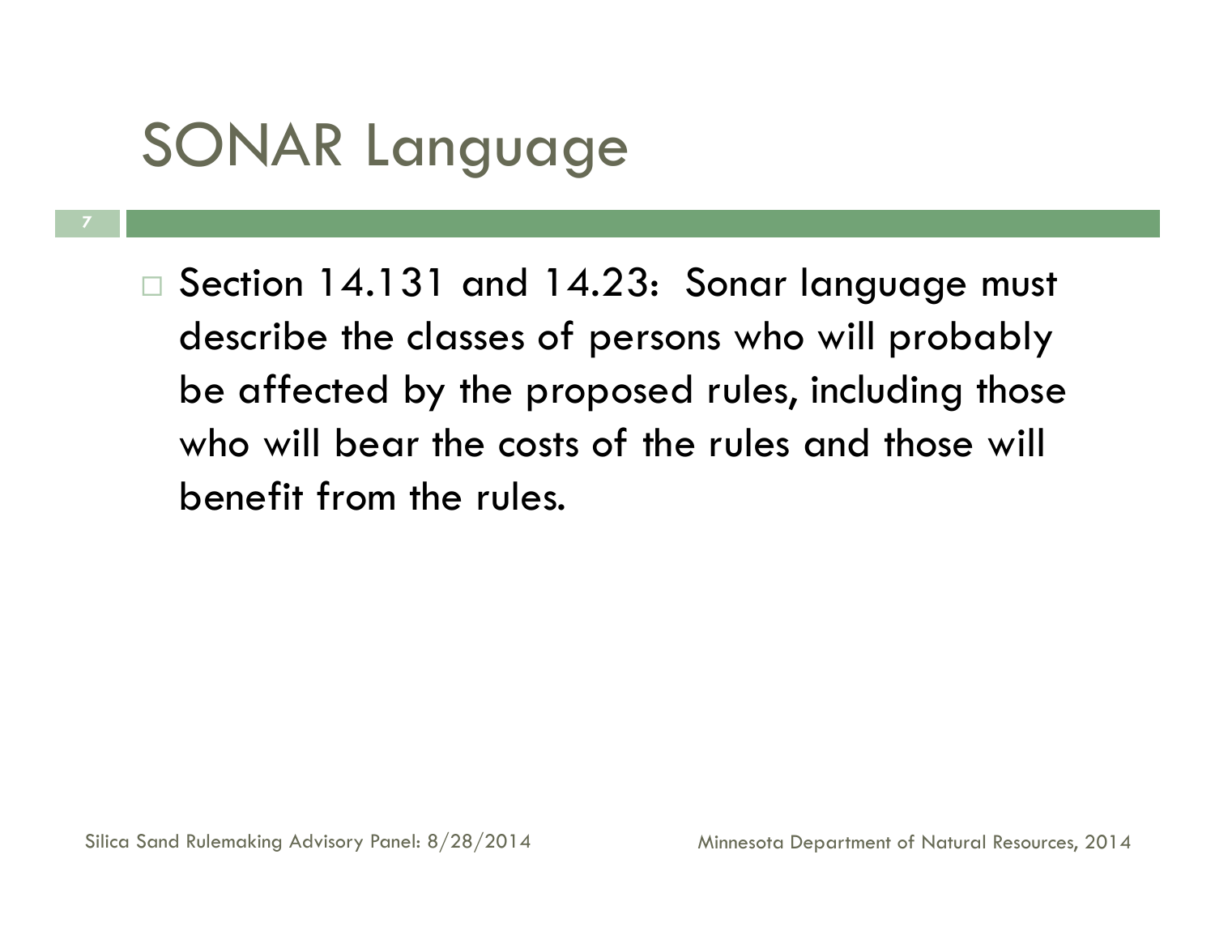# SONAR Language

- Section 14.131 and 14.23: Sonar language must describe the classes of persons who will probably be affected by the proposed rules, including those who will bear the costs of the rules and those will benefit from the rules.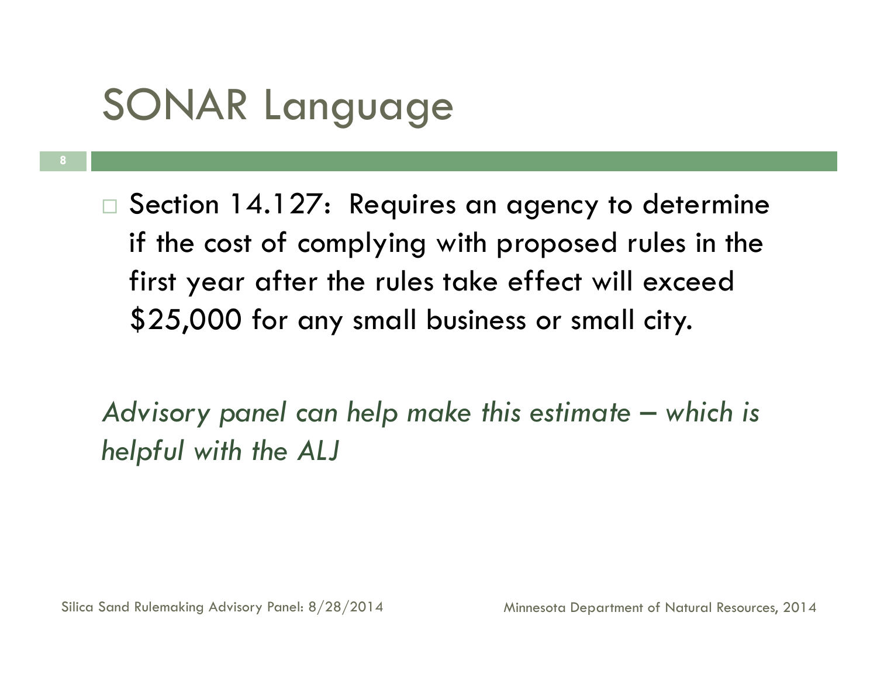# SONAR Language

- Section 14.127: Requires an agency to determine if the cost of complying with proposed rules in the first year after the rules take effect will exceed $25,000 for any small business or small city.

*Advisory panel can help make this estimate – which is helpful with the ALJ*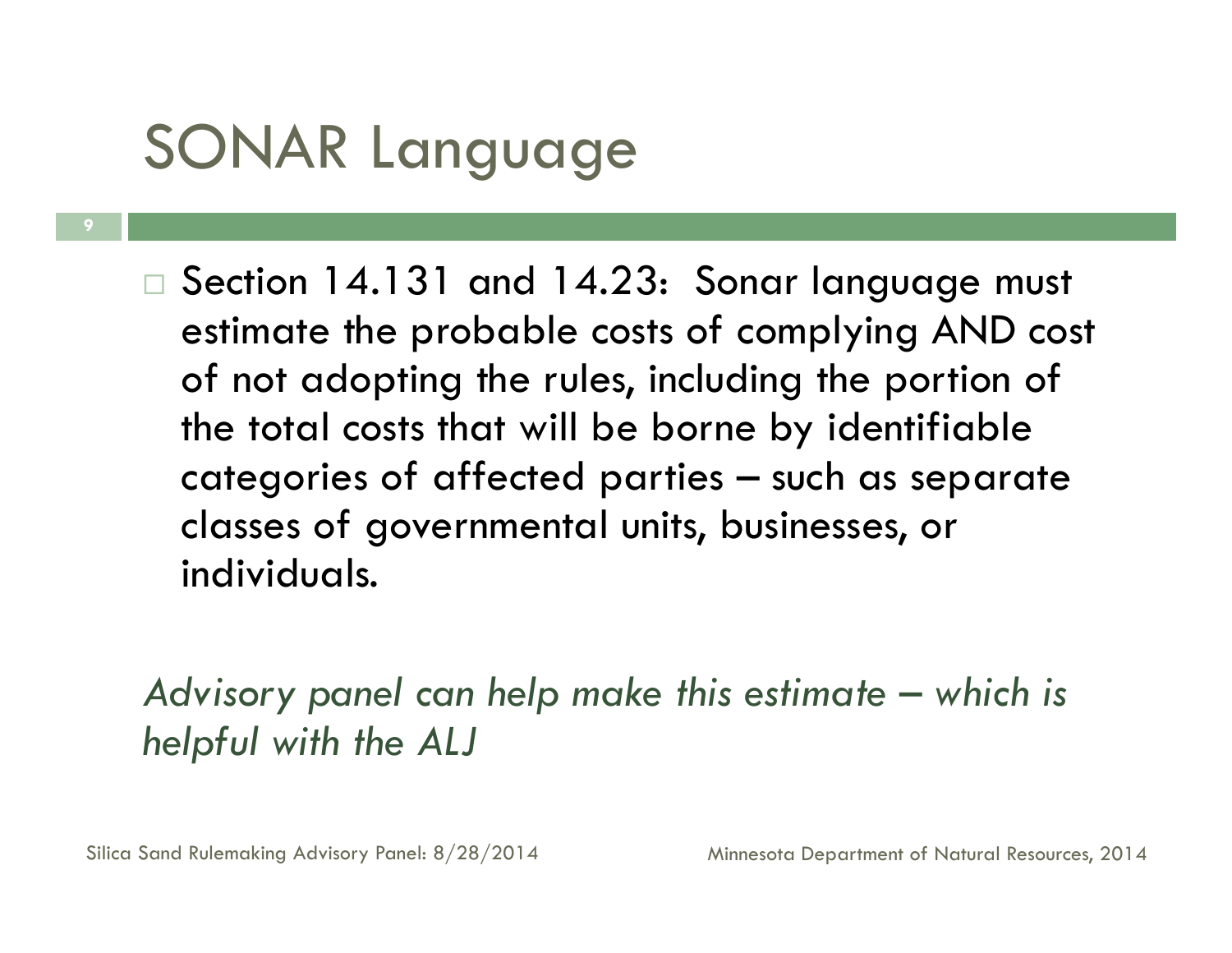# SONAR Language

- Section 14.131 and 14.23: Sonar language must estimate the probable costs of complying AND cost of not adopting the rules, including the portion of the total costs that will be borne by identifiable categories of affected parties – such as separate classes of governmental units, businesses, or individuals.

*Advisory panel can help make this estimate – which is helpful with the ALJ*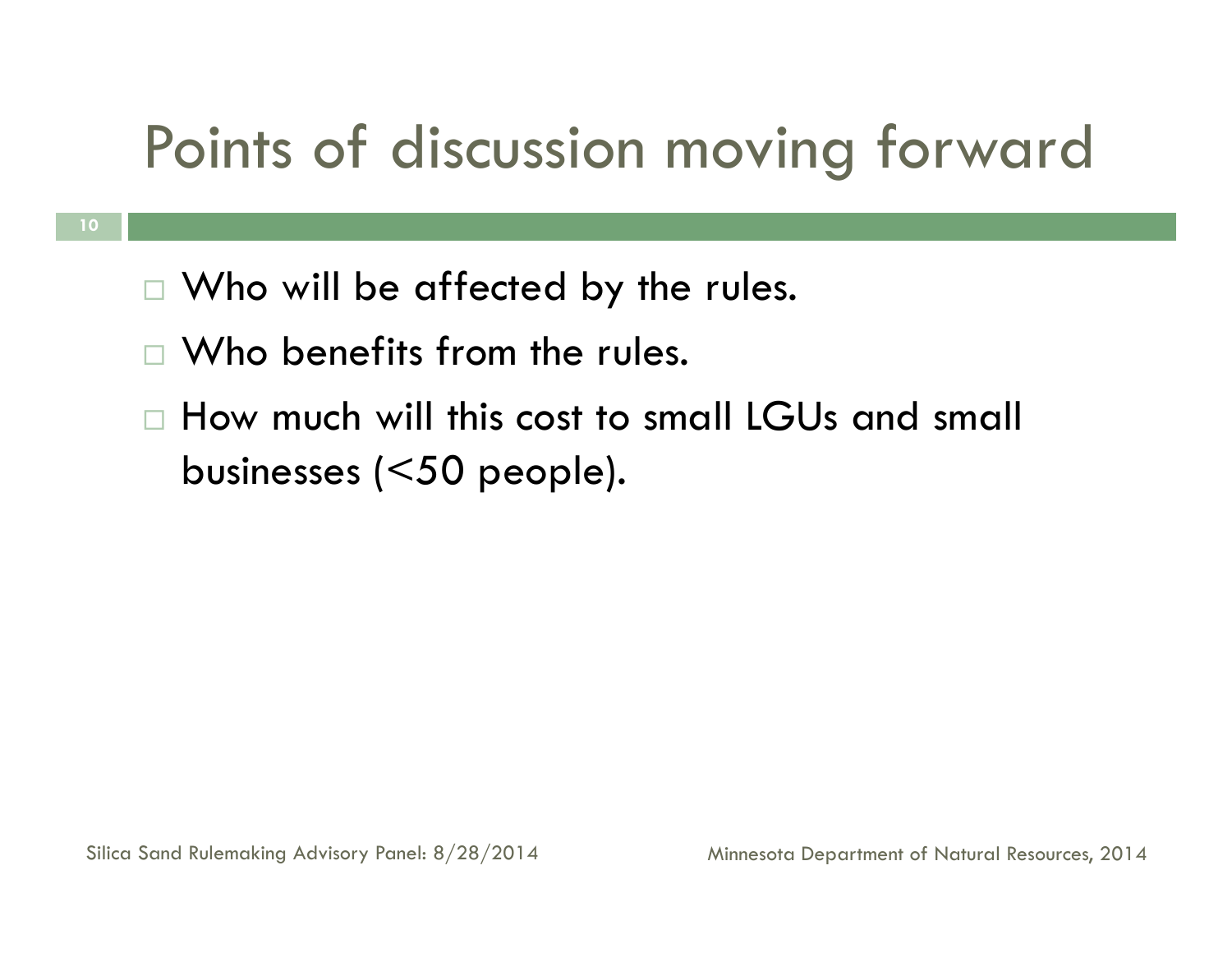# Points of discussion moving forward

- Who will be affected by the rules.
- Who benefits from the rules.
- How much will this cost to small LGUs and small businesses (<50 people).